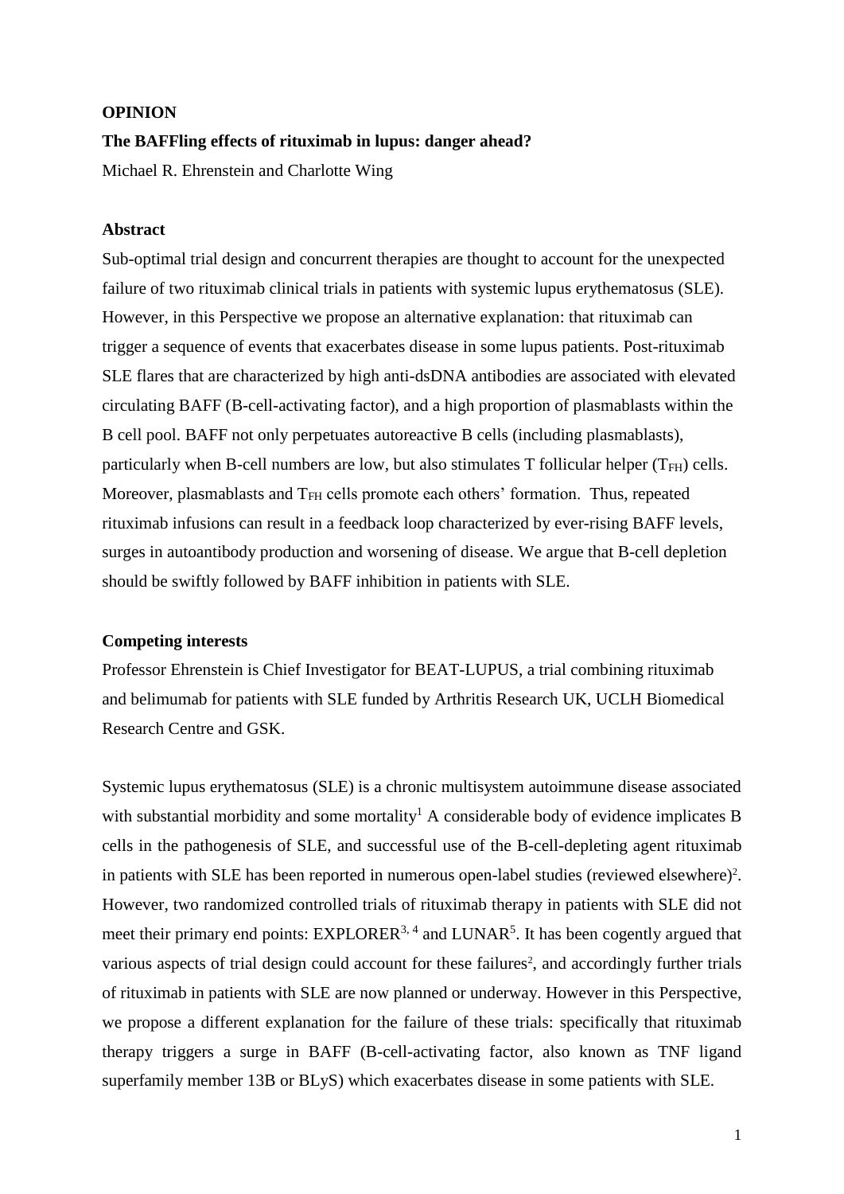**OPINION**

# The BAFFling effects of rituximab in lupus: danger ahead?

Michael R. Ehrenstein and Charlotte Wing

## Abstract

Sub-optimal trial design and concurrent therapies are thought to account for the unexpected failure of two rituximab clinical trials in patients with systemic lupus erythematosus (SLE). However, in this Perspective we propose an alternative explanation: that rituximab can trigger a sequence of events that exacerbates disease in some lupus patients. Post-rituximab SLE flares that are characterized by high anti-dsDNA antibodies are associated with elevated circulating BAFF (B-cell-activating factor), and a high proportion of plasmablasts within the B cell pool. BAFF not only perpetuates autoreactive B cells (including plasmablasts), particularly when B-cell numbers are low, but also stimulates T follicular helper ($T_{FH}$) cells. Moreover, plasmablasts and $T_{FH}$ cells promote each others' formation. Thus, repeated rituximab infusions can result in a feedback loop characterized by ever-rising BAFF levels, surges in autoantibody production and worsening of disease. We argue that B-cell depletion should be swiftly followed by BAFF inhibition in patients with SLE.

## Competing interests

Professor Ehrenstein is Chief Investigator for BEAT-LUPUS, a trial combining rituximab and belimumab for patients with SLE funded by Arthritis Research UK, UCLH Biomedical Research Centre and GSK.

Systemic lupus erythematosus (SLE) is a chronic multisystem autoimmune disease associated with substantial morbidity and some mortality[1] A considerable body of evidence implicates B cells in the pathogenesis of SLE, and successful use of the B-cell-depleting agent rituximab in patients with SLE has been reported in numerous open-label studies (reviewed elsewhere)[2]. However, two randomized controlled trials of rituximab therapy in patients with SLE did not meet their primary end points: EXPLORER[3, 4] and LUNAR[5]. It has been cogently argued that various aspects of trial design could account for these failures[2], and accordingly further trials of rituximab in patients with SLE are now planned or underway. However in this Perspective, we propose a different explanation for the failure of these trials: specifically that rituximab therapy triggers a surge in BAFF (B-cell-activating factor, also known as TNF ligand superfamily member 13B or BLyS) which exacerbates disease in some patients with SLE.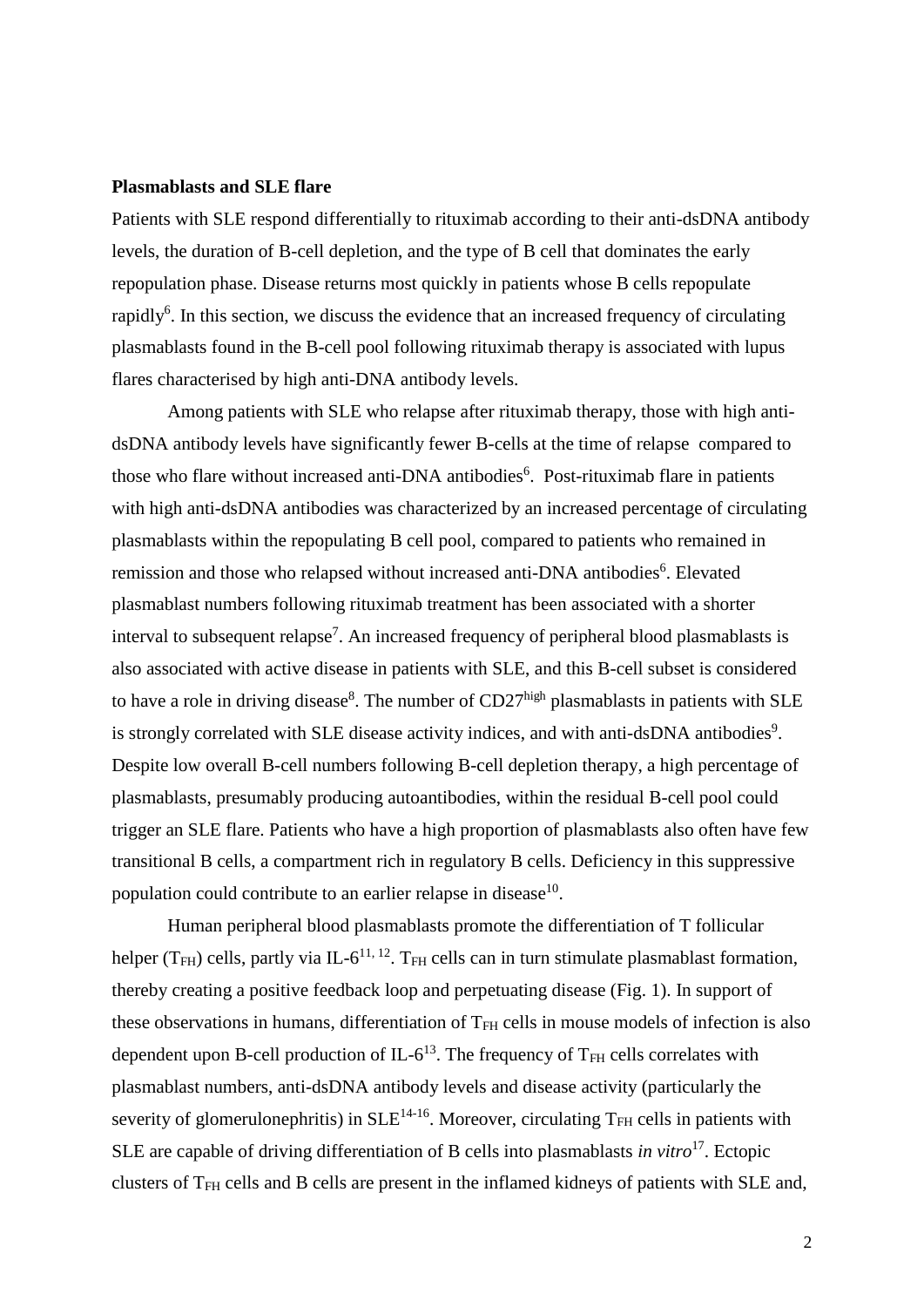**Plasmablasts and SLE flare**

Patients with SLE respond differentially to rituximab according to their anti-dsDNA antibody levels, the duration of B-cell depletion, and the type of B cell that dominates the early repopulation phase. Disease returns most quickly in patients whose B cells repopulate rapidly[6]. In this section, we discuss the evidence that an increased frequency of circulating plasmablasts found in the B-cell pool following rituximab therapy is associated with lupus flares characterised by high anti-DNA antibody levels.

Among patients with SLE who relapse after rituximab therapy, those with high anti-dsDNA antibody levels have significantly fewer B-cells at the time of relapse compared to those who flare without increased anti-DNA antibodies[6]. Post-rituximab flare in patients with high anti-dsDNA antibodies was characterized by an increased percentage of circulating plasmablasts within the repopulating B cell pool, compared to patients who remained in remission and those who relapsed without increased anti-DNA antibodies[6]. Elevated plasmablast numbers following rituximab treatment has been associated with a shorter interval to subsequent relapse[7]. An increased frequency of peripheral blood plasmablasts is also associated with active disease in patients with SLE, and this B-cell subset is considered to have a role in driving disease[8]. The number of $CD27^{high}$ plasmablasts in patients with SLE is strongly correlated with SLE disease activity indices, and with anti-dsDNA antibodies[9]. Despite low overall B-cell numbers following B-cell depletion therapy, a high percentage of plasmablasts, presumably producing autoantibodies, within the residual B-cell pool could trigger an SLE flare. Patients who have a high proportion of plasmablasts also often have few transitional B cells, a compartment rich in regulatory B cells. Deficiency in this suppressive population could contribute to an earlier relapse in disease[10].

Human peripheral blood plasmablasts promote the differentiation of T follicular helper ($T_{FH}$) cells, partly via IL-6[11, 12]. $T_{FH}$ cells can in turn stimulate plasmablast formation, thereby creating a positive feedback loop and perpetuating disease (Fig. 1). In support of these observations in humans, differentiation of $T_{FH}$ cells in mouse models of infection is also dependent upon B-cell production of IL-6[13]. The frequency of $T_{FH}$ cells correlates with plasmablast numbers, anti-dsDNA antibody levels and disease activity (particularly the severity of glomerulonephritis) in SLE[14-16]. Moreover, circulating $T_{FH}$ cells in patients with SLE are capable of driving differentiation of B cells into plasmablasts *in vitro*[17]. Ectopic clusters of $T_{FH}$ cells and B cells are present in the inflamed kidneys of patients with SLE and,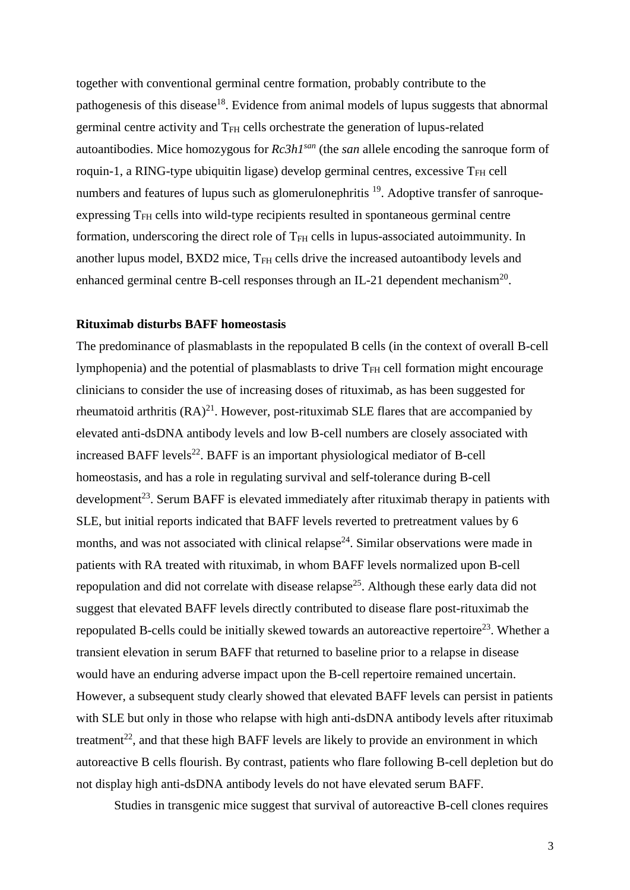together with conventional germinal centre formation, probably contribute to the pathogenesis of this disease[18]. Evidence from animal models of lupus suggests that abnormal germinal centre activity and $T_{FH}$ cells orchestrate the generation of lupus-related autoantibodies. Mice homozygous for *Rc3h1*$^{san}$ (the *san* allele encoding the sanroque form of roquin-1, a RING-type ubiquitin ligase) develop germinal centres, excessive $T_{FH}$ cell numbers and features of lupus such as glomerulonephritis [19]. Adoptive transfer of sanroque-expressing $T_{FH}$ cells into wild-type recipients resulted in spontaneous germinal centre formation, underscoring the direct role of $T_{FH}$ cells in lupus-associated autoimmunity. In another lupus model, BXD2 mice, $T_{FH}$ cells drive the increased autoantibody levels and enhanced germinal centre B-cell responses through an IL-21 dependent mechanism[20].

**Rituximab disturbs BAFF homeostasis**

The predominance of plasmablasts in the repopulated B cells (in the context of overall B-cell lymphopenia) and the potential of plasmablasts to drive $T_{FH}$ cell formation might encourage clinicians to consider the use of increasing doses of rituximab, as has been suggested for rheumatoid arthritis (RA)[21]. However, post-rituximab SLE flares that are accompanied by elevated anti-dsDNA antibody levels and low B-cell numbers are closely associated with increased BAFF levels[22]. BAFF is an important physiological mediator of B-cell homeostasis, and has a role in regulating survival and self-tolerance during B-cell development[23]. Serum BAFF is elevated immediately after rituximab therapy in patients with SLE, but initial reports indicated that BAFF levels reverted to pretreatment values by 6 months, and was not associated with clinical relapse[24]. Similar observations were made in patients with RA treated with rituximab, in whom BAFF levels normalized upon B-cell repopulation and did not correlate with disease relapse[25]. Although these early data did not suggest that elevated BAFF levels directly contributed to disease flare post-rituximab the repopulated B-cells could be initially skewed towards an autoreactive repertoire[23]. Whether a transient elevation in serum BAFF that returned to baseline prior to a relapse in disease would have an enduring adverse impact upon the B-cell repertoire remained uncertain. However, a subsequent study clearly showed that elevated BAFF levels can persist in patients with SLE but only in those who relapse with high anti-dsDNA antibody levels after rituximab treatment[22], and that these high BAFF levels are likely to provide an environment in which autoreactive B cells flourish. By contrast, patients who flare following B-cell depletion but do not display high anti-dsDNA antibody levels do not have elevated serum BAFF.

Studies in transgenic mice suggest that survival of autoreactive B-cell clones requires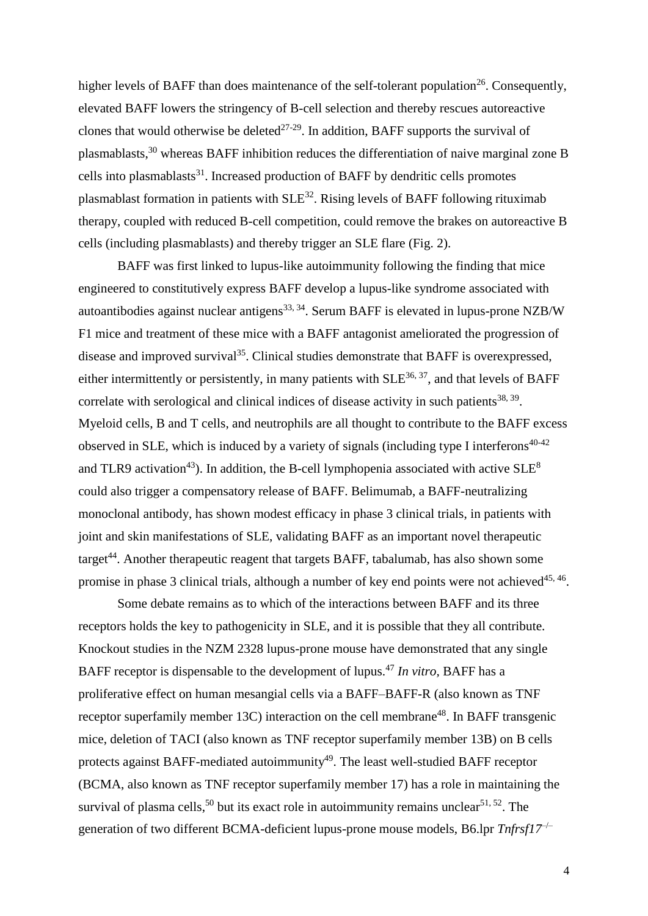higher levels of BAFF than does maintenance of the self-tolerant population[26]. Consequently, elevated BAFF lowers the stringency of B-cell selection and thereby rescues autoreactive clones that would otherwise be deleted[27-29]. In addition, BAFF supports the survival of plasmablasts,[30] whereas BAFF inhibition reduces the differentiation of naive marginal zone B cells into plasmablasts[31]. Increased production of BAFF by dendritic cells promotes plasmablast formation in patients with SLE[32]. Rising levels of BAFF following rituximab therapy, coupled with reduced B-cell competition, could remove the brakes on autoreactive B cells (including plasmablasts) and thereby trigger an SLE flare (Fig. 2).

BAFF was first linked to lupus-like autoimmunity following the finding that mice engineered to constitutively express BAFF develop a lupus-like syndrome associated with autoantibodies against nuclear antigens[33, 34]. Serum BAFF is elevated in lupus-prone NZB/W F1 mice and treatment of these mice with a BAFF antagonist ameliorated the progression of disease and improved survival[35]. Clinical studies demonstrate that BAFF is overexpressed, either intermittently or persistently, in many patients with SLE[36, 37], and that levels of BAFF correlate with serological and clinical indices of disease activity in such patients[38, 39]. Myeloid cells, B and T cells, and neutrophils are all thought to contribute to the BAFF excess observed in SLE, which is induced by a variety of signals (including type I interferons[40-42] and TLR9 activation[43]). In addition, the B-cell lymphopenia associated with active SLE[8] could also trigger a compensatory release of BAFF. Belimumab, a BAFF-neutralizing monoclonal antibody, has shown modest efficacy in phase 3 clinical trials, in patients with joint and skin manifestations of SLE, validating BAFF as an important novel therapeutic target[44]. Another therapeutic reagent that targets BAFF, tabalumab, has also shown some promise in phase 3 clinical trials, although a number of key end points were not achieved[45, 46].

Some debate remains as to which of the interactions between BAFF and its three receptors holds the key to pathogenicity in SLE, and it is possible that they all contribute. Knockout studies in the NZM 2328 lupus-prone mouse have demonstrated that any single BAFF receptor is dispensable to the development of lupus.[47] *In vitro*, BAFF has a proliferative effect on human mesangial cells via a BAFF–BAFF-R (also known as TNF receptor superfamily member 13C) interaction on the cell membrane[48]. In BAFF transgenic mice, deletion of TACI (also known as TNF receptor superfamily member 13B) on B cells protects against BAFF-mediated autoimmunity[49]. The least well-studied BAFF receptor (BCMA, also known as TNF receptor superfamily member 17) has a role in maintaining the survival of plasma cells,[50] but its exact role in autoimmunity remains unclear[51, 52]. The generation of two different BCMA-deficient lupus-prone mouse models, B6.lpr *Tnfrsf17*$^{-/-}$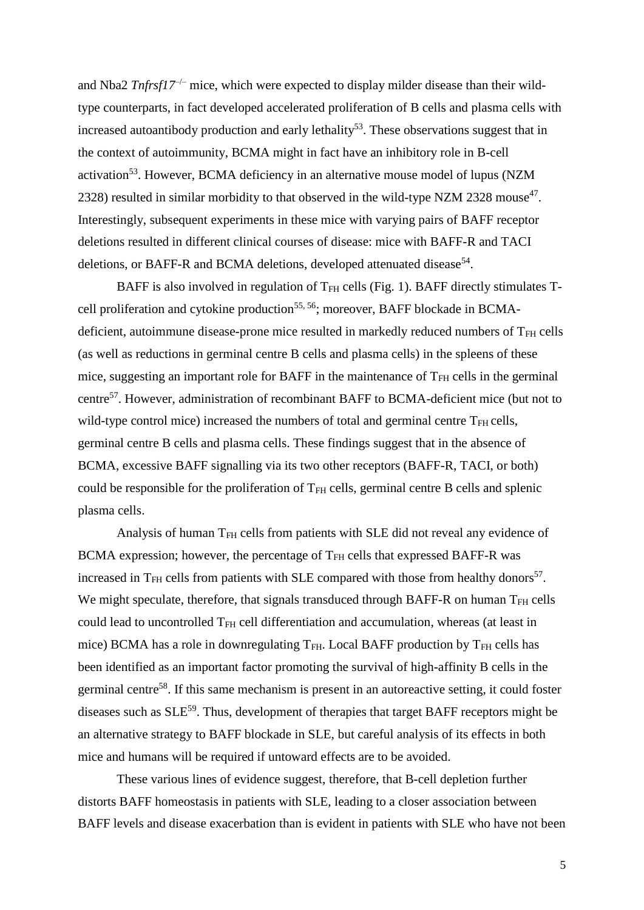and Nba2 *Tnfrsf17*$^{-/-}$ mice, which were expected to display milder disease than their wild-type counterparts, in fact developed accelerated proliferation of B cells and plasma cells with increased autoantibody production and early lethality[53]. These observations suggest that in the context of autoimmunity, BCMA might in fact have an inhibitory role in B-cell activation[53]. However, BCMA deficiency in an alternative mouse model of lupus (NZM 2328) resulted in similar morbidity to that observed in the wild-type NZM 2328 mouse[47]. Interestingly, subsequent experiments in these mice with varying pairs of BAFF receptor deletions resulted in different clinical courses of disease: mice with BAFF-R and TACI deletions, or BAFF-R and BCMA deletions, developed attenuated disease[54].

BAFF is also involved in regulation of $T_{FH}$ cells (Fig. 1). BAFF directly stimulates T-cell proliferation and cytokine production[55, 56]; moreover, BAFF blockade in BCMA-deficient, autoimmune disease-prone mice resulted in markedly reduced numbers of $T_{FH}$ cells (as well as reductions in germinal centre B cells and plasma cells) in the spleens of these mice, suggesting an important role for BAFF in the maintenance of $T_{FH}$ cells in the germinal centre[57]. However, administration of recombinant BAFF to BCMA-deficient mice (but not to wild-type control mice) increased the numbers of total and germinal centre $T_{FH}$ cells, germinal centre B cells and plasma cells. These findings suggest that in the absence of BCMA, excessive BAFF signalling via its two other receptors (BAFF-R, TACI, or both) could be responsible for the proliferation of $T_{FH}$ cells, germinal centre B cells and splenic plasma cells.

Analysis of human $T_{FH}$ cells from patients with SLE did not reveal any evidence of BCMA expression; however, the percentage of $T_{FH}$ cells that expressed BAFF-R was increased in $T_{FH}$ cells from patients with SLE compared with those from healthy donors[57]. We might speculate, therefore, that signals transduced through BAFF-R on human $T_{FH}$ cells could lead to uncontrolled $T_{FH}$ cell differentiation and accumulation, whereas (at least in mice) BCMA has a role in downregulating $T_{FH}$. Local BAFF production by $T_{FH}$ cells has been identified as an important factor promoting the survival of high-affinity B cells in the germinal centre[58]. If this same mechanism is present in an autoreactive setting, it could foster diseases such as SLE[59]. Thus, development of therapies that target BAFF receptors might be an alternative strategy to BAFF blockade in SLE, but careful analysis of its effects in both mice and humans will be required if untoward effects are to be avoided.

These various lines of evidence suggest, therefore, that B-cell depletion further distorts BAFF homeostasis in patients with SLE, leading to a closer association between BAFF levels and disease exacerbation than is evident in patients with SLE who have not been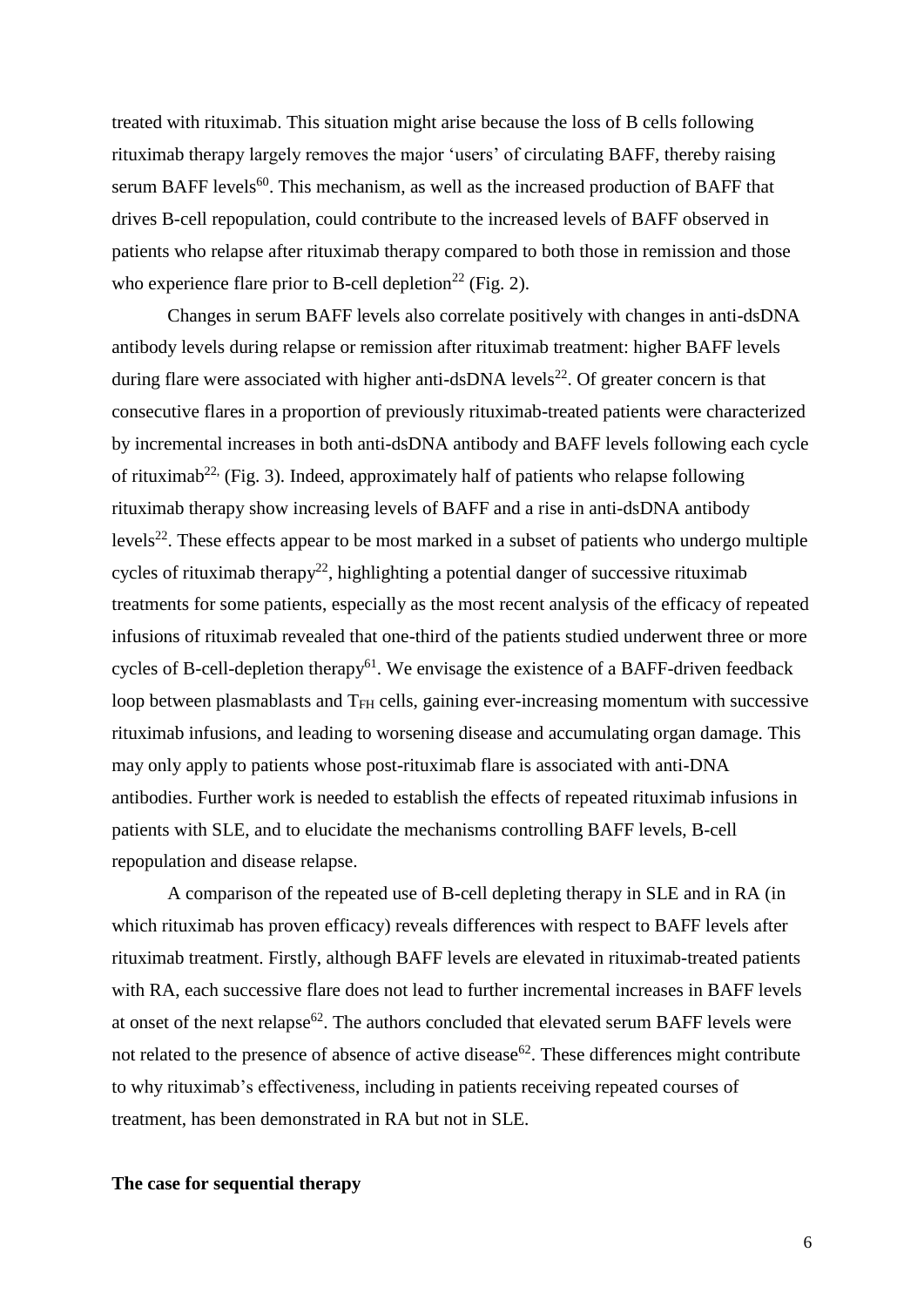treated with rituximab. This situation might arise because the loss of B cells following rituximab therapy largely removes the major 'users' of circulating BAFF, thereby raising serum BAFF levels[60]. This mechanism, as well as the increased production of BAFF that drives B-cell repopulation, could contribute to the increased levels of BAFF observed in patients who relapse after rituximab therapy compared to both those in remission and those who experience flare prior to B-cell depletion[22] (Fig. 2).

Changes in serum BAFF levels also correlate positively with changes in anti-dsDNA antibody levels during relapse or remission after rituximab treatment: higher BAFF levels during flare were associated with higher anti-dsDNA levels[22]. Of greater concern is that consecutive flares in a proportion of previously rituximab-treated patients were characterized by incremental increases in both anti-dsDNA antibody and BAFF levels following each cycle of rituximab[22,] (Fig. 3). Indeed, approximately half of patients who relapse following rituximab therapy show increasing levels of BAFF and a rise in anti-dsDNA antibody levels[22]. These effects appear to be most marked in a subset of patients who undergo multiple cycles of rituximab therapy[22], highlighting a potential danger of successive rituximab treatments for some patients, especially as the most recent analysis of the efficacy of repeated infusions of rituximab revealed that one-third of the patients studied underwent three or more cycles of B-cell-depletion therapy[61]. We envisage the existence of a BAFF-driven feedback loop between plasmablasts and $T_{FH}$ cells, gaining ever-increasing momentum with successive rituximab infusions, and leading to worsening disease and accumulating organ damage. This may only apply to patients whose post-rituximab flare is associated with anti-DNA antibodies. Further work is needed to establish the effects of repeated rituximab infusions in patients with SLE, and to elucidate the mechanisms controlling BAFF levels, B-cell repopulation and disease relapse.

A comparison of the repeated use of B-cell depleting therapy in SLE and in RA (in which rituximab has proven efficacy) reveals differences with respect to BAFF levels after rituximab treatment. Firstly, although BAFF levels are elevated in rituximab-treated patients with RA, each successive flare does not lead to further incremental increases in BAFF levels at onset of the next relapse[62]. The authors concluded that elevated serum BAFF levels were not related to the presence of absence of active disease[62]. These differences might contribute to why rituximab's effectiveness, including in patients receiving repeated courses of treatment, has been demonstrated in RA but not in SLE.

**The case for sequential therapy**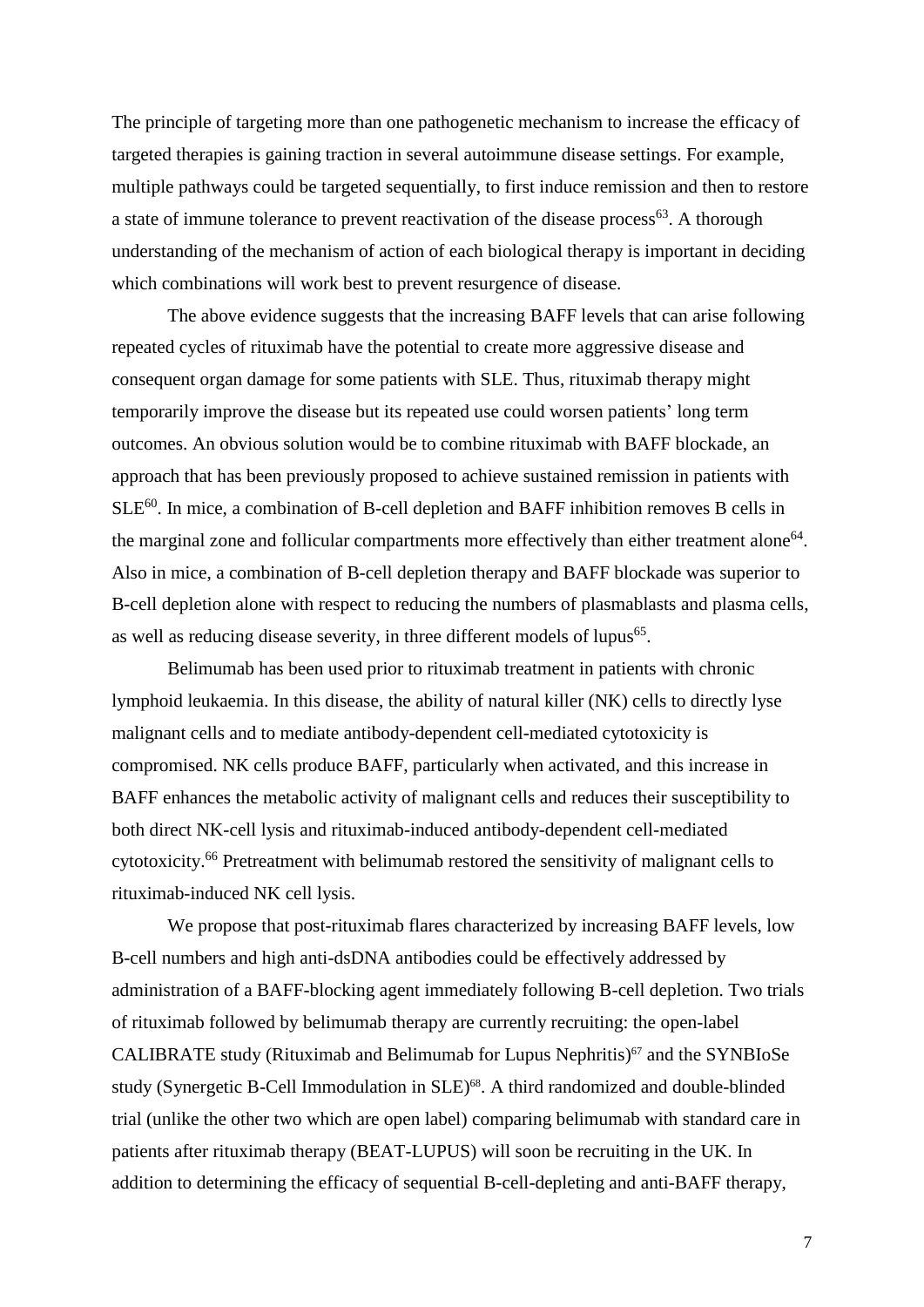The principle of targeting more than one pathogenetic mechanism to increase the efficacy of targeted therapies is gaining traction in several autoimmune disease settings. For example, multiple pathways could be targeted sequentially, to first induce remission and then to restore a state of immune tolerance to prevent reactivation of the disease process[63]. A thorough understanding of the mechanism of action of each biological therapy is important in deciding which combinations will work best to prevent resurgence of disease.

The above evidence suggests that the increasing BAFF levels that can arise following repeated cycles of rituximab have the potential to create more aggressive disease and consequent organ damage for some patients with SLE. Thus, rituximab therapy might temporarily improve the disease but its repeated use could worsen patients' long term outcomes. An obvious solution would be to combine rituximab with BAFF blockade, an approach that has been previously proposed to achieve sustained remission in patients with SLE[60]. In mice, a combination of B-cell depletion and BAFF inhibition removes B cells in the marginal zone and follicular compartments more effectively than either treatment alone[64]. Also in mice, a combination of B-cell depletion therapy and BAFF blockade was superior to B-cell depletion alone with respect to reducing the numbers of plasmablasts and plasma cells, as well as reducing disease severity, in three different models of lupus[65].

Belimumab has been used prior to rituximab treatment in patients with chronic lymphoid leukaemia. In this disease, the ability of natural killer (NK) cells to directly lyse malignant cells and to mediate antibody-dependent cell-mediated cytotoxicity is compromised. NK cells produce BAFF, particularly when activated, and this increase in BAFF enhances the metabolic activity of malignant cells and reduces their susceptibility to both direct NK-cell lysis and rituximab-induced antibody-dependent cell-mediated cytotoxicity.[66] Pretreatment with belimumab restored the sensitivity of malignant cells to rituximab-induced NK cell lysis.

We propose that post-rituximab flares characterized by increasing BAFF levels, low B-cell numbers and high anti-dsDNA antibodies could be effectively addressed by administration of a BAFF-blocking agent immediately following B-cell depletion. Two trials of rituximab followed by belimumab therapy are currently recruiting: the open-label CALIBRATE study (Rituximab and Belimumab for Lupus Nephritis)[67] and the SYNBIoSe study (Synergetic B-Cell Immodulation in SLE)[68]. A third randomized and double-blinded trial (unlike the other two which are open label) comparing belimumab with standard care in patients after rituximab therapy (BEAT-LUPUS) will soon be recruiting in the UK. In addition to determining the efficacy of sequential B-cell-depleting and anti-BAFF therapy,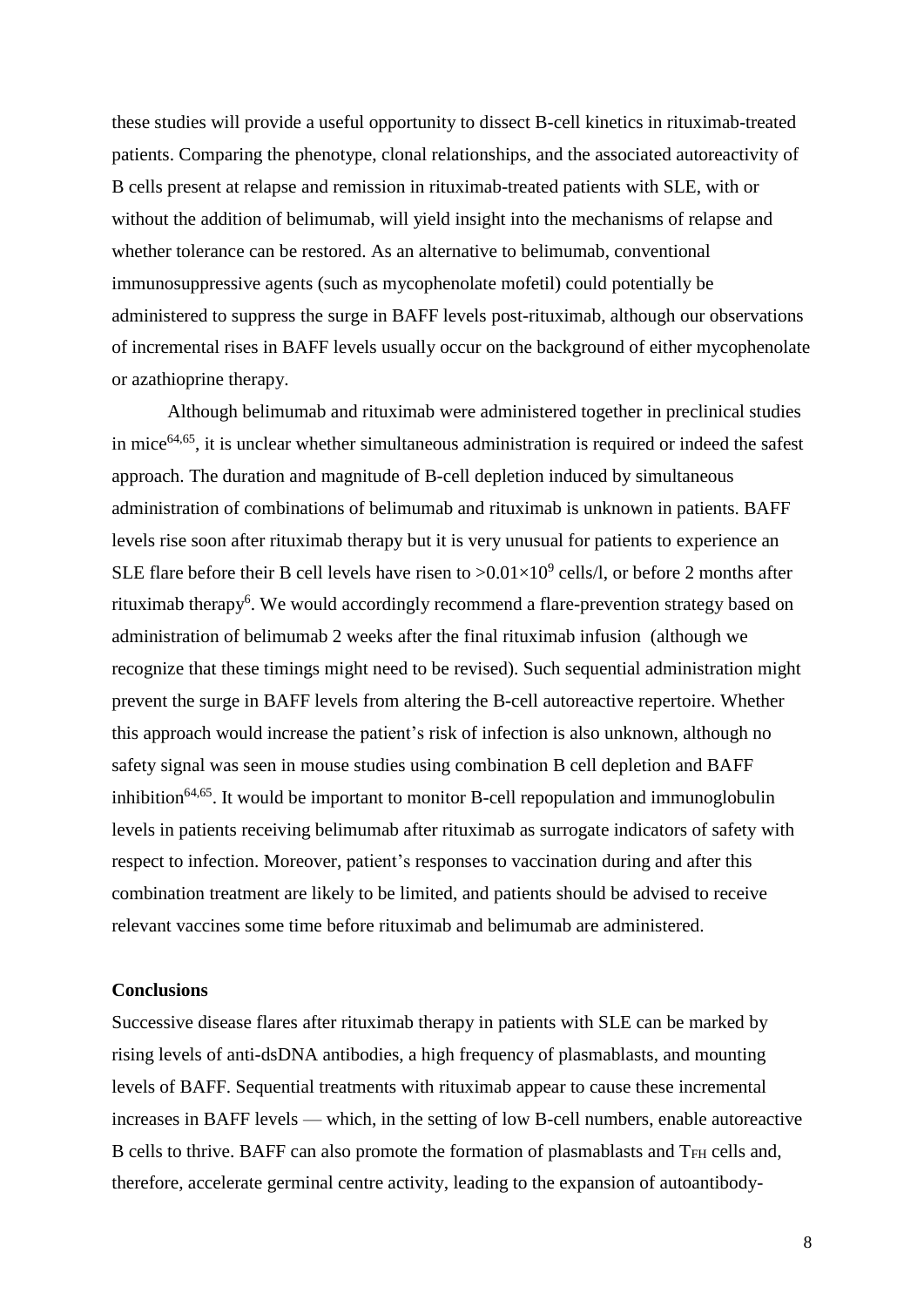these studies will provide a useful opportunity to dissect B-cell kinetics in rituximab-treated patients. Comparing the phenotype, clonal relationships, and the associated autoreactivity of B cells present at relapse and remission in rituximab-treated patients with SLE, with or without the addition of belimumab, will yield insight into the mechanisms of relapse and whether tolerance can be restored. As an alternative to belimumab, conventional immunosuppressive agents (such as mycophenolate mofetil) could potentially be administered to suppress the surge in BAFF levels post-rituximab, although our observations of incremental rises in BAFF levels usually occur on the background of either mycophenolate or azathioprine therapy.

Although belimumab and rituximab were administered together in preclinical studies in mice[64,65], it is unclear whether simultaneous administration is required or indeed the safest approach. The duration and magnitude of B-cell depletion induced by simultaneous administration of combinations of belimumab and rituximab is unknown in patients. BAFF levels rise soon after rituximab therapy but it is very unusual for patients to experience an SLE flare before their B cell levels have risen to $>0.01\times10^{9}$ cells/l, or before 2 months after rituximab therapy[6]. We would accordingly recommend a flare-prevention strategy based on administration of belimumab 2 weeks after the final rituximab infusion (although we recognize that these timings might need to be revised). Such sequential administration might prevent the surge in BAFF levels from altering the B-cell autoreactive repertoire. Whether this approach would increase the patient's risk of infection is also unknown, although no safety signal was seen in mouse studies using combination B cell depletion and BAFF inhibition[64,65]. It would be important to monitor B-cell repopulation and immunoglobulin levels in patients receiving belimumab after rituximab as surrogate indicators of safety with respect to infection. Moreover, patient's responses to vaccination during and after this combination treatment are likely to be limited, and patients should be advised to receive relevant vaccines some time before rituximab and belimumab are administered.

## Conclusions

Successive disease flares after rituximab therapy in patients with SLE can be marked by rising levels of anti-dsDNA antibodies, a high frequency of plasmablasts, and mounting levels of BAFF. Sequential treatments with rituximab appear to cause these incremental increases in BAFF levels — which, in the setting of low B-cell numbers, enable autoreactive B cells to thrive. BAFF can also promote the formation of plasmablasts and $T_{FH}$ cells and, therefore, accelerate germinal centre activity, leading to the expansion of autoantibody-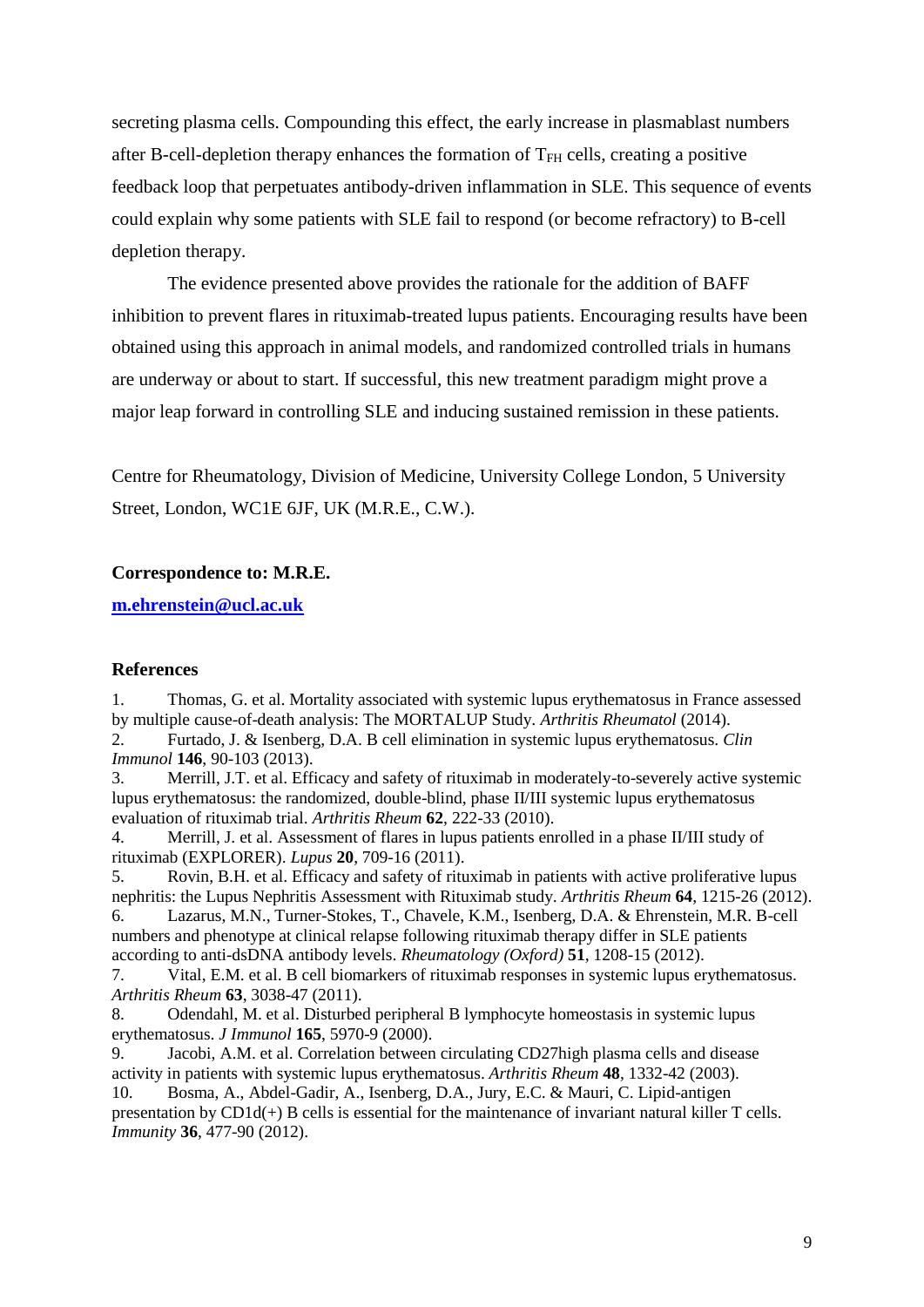secreting plasma cells. Compounding this effect, the early increase in plasmablast numbers after B-cell-depletion therapy enhances the formation of $T_{FH}$ cells, creating a positive feedback loop that perpetuates antibody-driven inflammation in SLE. This sequence of events could explain why some patients with SLE fail to respond (or become refractory) to B-cell depletion therapy.

The evidence presented above provides the rationale for the addition of BAFF inhibition to prevent flares in rituximab-treated lupus patients. Encouraging results have been obtained using this approach in animal models, and randomized controlled trials in humans are underway or about to start. If successful, this new treatment paradigm might prove a major leap forward in controlling SLE and inducing sustained remission in these patients.

Centre for Rheumatology, Division of Medicine, University College London, 5 University Street, London, WC1E 6JF, UK (M.R.E., C.W.).

**Correspondence to: M.R.E.**

**m.ehrenstein@ucl.ac.uk**

**References**

1. Thomas, G. et al. Mortality associated with systemic lupus erythematosus in France assessed by multiple cause-of-death analysis: The MORTALUP Study. *Arthritis Rheumatol* (2014).
2. Furtado, J. & Isenberg, D.A. B cell elimination in systemic lupus erythematosus. *Clin Immunol* **146**, 90-103 (2013).
3. Merrill, J.T. et al. Efficacy and safety of rituximab in moderately-to-severely active systemic lupus erythematosus: the randomized, double-blind, phase II/III systemic lupus erythematosus evaluation of rituximab trial. *Arthritis Rheum* **62**, 222-33 (2010).
4. Merrill, J. et al. Assessment of flares in lupus patients enrolled in a phase II/III study of rituximab (EXPLORER). *Lupus* **20**, 709-16 (2011).
5. Rovin, B.H. et al. Efficacy and safety of rituximab in patients with active proliferative lupus nephritis: the Lupus Nephritis Assessment with Rituximab study. *Arthritis Rheum* **64**, 1215-26 (2012).
6. Lazarus, M.N., Turner-Stokes, T., Chavele, K.M., Isenberg, D.A. & Ehrenstein, M.R. B-cell numbers and phenotype at clinical relapse following rituximab therapy differ in SLE patients according to anti-dsDNA antibody levels. *Rheumatology (Oxford)* **51**, 1208-15 (2012).
7. Vital, E.M. et al. B cell biomarkers of rituximab responses in systemic lupus erythematosus. *Arthritis Rheum* **63**, 3038-47 (2011).
8. Odendahl, M. et al. Disturbed peripheral B lymphocyte homeostasis in systemic lupus erythematosus. *J Immunol* **165**, 5970-9 (2000).
9. Jacobi, A.M. et al. Correlation between circulating CD27high plasma cells and disease activity in patients with systemic lupus erythematosus. *Arthritis Rheum* **48**, 1332-42 (2003).
10. Bosma, A., Abdel-Gadir, A., Isenberg, D.A., Jury, E.C. & Mauri, C. Lipid-antigen presentation by CD1d(+) B cells is essential for the maintenance of invariant natural killer T cells. *Immunity* **36**, 477-90 (2012).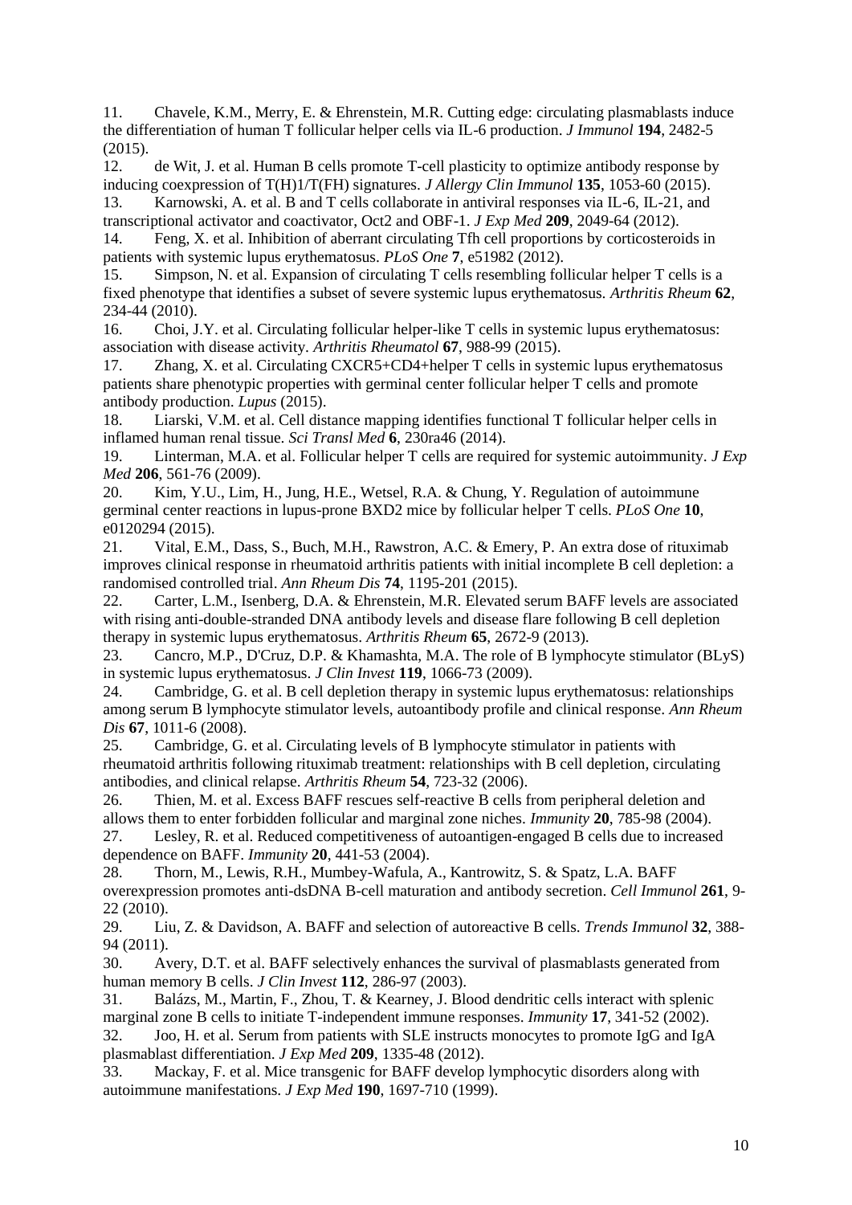11. Chavele, K.M., Merry, E. & Ehrenstein, M.R. Cutting edge: circulating plasmablasts induce the differentiation of human T follicular helper cells via IL-6 production. *J Immunol* **194**, 2482-5 (2015).
12. de Wit, J. et al. Human B cells promote T-cell plasticity to optimize antibody response by inducing coexpression of T(H)1/T(FH) signatures. *J Allergy Clin Immunol* **135**, 1053-60 (2015).
13. Karnowski, A. et al. B and T cells collaborate in antiviral responses via IL-6, IL-21, and transcriptional activator and coactivator, Oct2 and OBF-1. *J Exp Med* **209**, 2049-64 (2012).
14. Feng, X. et al. Inhibition of aberrant circulating Tfh cell proportions by corticosteroids in patients with systemic lupus erythematosus. *PLoS One* **7**, e51982 (2012).
15. Simpson, N. et al. Expansion of circulating T cells resembling follicular helper T cells is a fixed phenotype that identifies a subset of severe systemic lupus erythematosus. *Arthritis Rheum* **62**, 234-44 (2010).
16. Choi, J.Y. et al. Circulating follicular helper-like T cells in systemic lupus erythematosus: association with disease activity. *Arthritis Rheumatol* **67**, 988-99 (2015).
17. Zhang, X. et al. Circulating CXCR5+CD4+helper T cells in systemic lupus erythematosus patients share phenotypic properties with germinal center follicular helper T cells and promote antibody production. *Lupus* (2015).
18. Liarski, V.M. et al. Cell distance mapping identifies functional T follicular helper cells in inflamed human renal tissue. *Sci Transl Med* **6**, 230ra46 (2014).
19. Linterman, M.A. et al. Follicular helper T cells are required for systemic autoimmunity. *J Exp Med* **206**, 561-76 (2009).
20. Kim, Y.U., Lim, H., Jung, H.E., Wetsel, R.A. & Chung, Y. Regulation of autoimmune germinal center reactions in lupus-prone BXD2 mice by follicular helper T cells. *PLoS One* **10**, e0120294 (2015).
21. Vital, E.M., Dass, S., Buch, M.H., Rawstron, A.C. & Emery, P. An extra dose of rituximab improves clinical response in rheumatoid arthritis patients with initial incomplete B cell depletion: a randomised controlled trial. *Ann Rheum Dis* **74**, 1195-201 (2015).
22. Carter, L.M., Isenberg, D.A. & Ehrenstein, M.R. Elevated serum BAFF levels are associated with rising anti-double-stranded DNA antibody levels and disease flare following B cell depletion therapy in systemic lupus erythematosus. *Arthritis Rheum* **65**, 2672-9 (2013).
23. Cancro, M.P., D'Cruz, D.P. & Khamashta, M.A. The role of B lymphocyte stimulator (BLyS) in systemic lupus erythematosus. *J Clin Invest* **119**, 1066-73 (2009).
24. Cambridge, G. et al. B cell depletion therapy in systemic lupus erythematosus: relationships among serum B lymphocyte stimulator levels, autoantibody profile and clinical response. *Ann Rheum Dis* **67**, 1011-6 (2008).
25. Cambridge, G. et al. Circulating levels of B lymphocyte stimulator in patients with rheumatoid arthritis following rituximab treatment: relationships with B cell depletion, circulating antibodies, and clinical relapse. *Arthritis Rheum* **54**, 723-32 (2006).
26. Thien, M. et al. Excess BAFF rescues self-reactive B cells from peripheral deletion and allows them to enter forbidden follicular and marginal zone niches. *Immunity* **20**, 785-98 (2004).
27. Lesley, R. et al. Reduced competitiveness of autoantigen-engaged B cells due to increased dependence on BAFF. *Immunity* **20**, 441-53 (2004).
28. Thorn, M., Lewis, R.H., Mumbey-Wafula, A., Kantrowitz, S. & Spatz, L.A. BAFF overexpression promotes anti-dsDNA B-cell maturation and antibody secretion. *Cell Immunol* **261**, 9-22 (2010).
29. Liu, Z. & Davidson, A. BAFF and selection of autoreactive B cells. *Trends Immunol* **32**, 388-94 (2011).
30. Avery, D.T. et al. BAFF selectively enhances the survival of plasmablasts generated from human memory B cells. *J Clin Invest* **112**, 286-97 (2003).
31. Balázs, M., Martin, F., Zhou, T. & Kearney, J. Blood dendritic cells interact with splenic marginal zone B cells to initiate T-independent immune responses. *Immunity* **17**, 341-52 (2002).
32. Joo, H. et al. Serum from patients with SLE instructs monocytes to promote IgG and IgA plasmablast differentiation. *J Exp Med* **209**, 1335-48 (2012).
33. Mackay, F. et al. Mice transgenic for BAFF develop lymphocytic disorders along with autoimmune manifestations. *J Exp Med* **190**, 1697-710 (1999).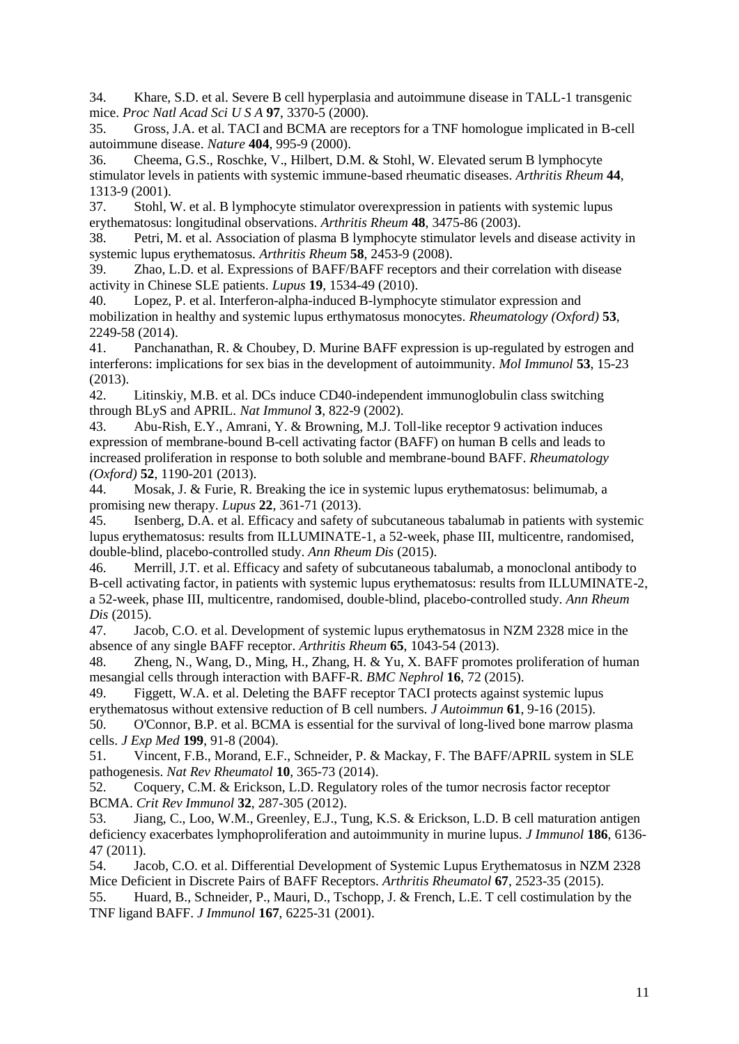34. Khare, S.D. et al. Severe B cell hyperplasia and autoimmune disease in TALL-1 transgenic mice. *Proc Natl Acad Sci U S A* **97**, 3370-5 (2000).
35. Gross, J.A. et al. TACI and BCMA are receptors for a TNF homologue implicated in B-cell autoimmune disease. *Nature* **404**, 995-9 (2000).
36. Cheema, G.S., Roschke, V., Hilbert, D.M. & Stohl, W. Elevated serum B lymphocyte stimulator levels in patients with systemic immune-based rheumatic diseases. *Arthritis Rheum* **44**, 1313-9 (2001).
37. Stohl, W. et al. B lymphocyte stimulator overexpression in patients with systemic lupus erythematosus: longitudinal observations. *Arthritis Rheum* **48**, 3475-86 (2003).
38. Petri, M. et al. Association of plasma B lymphocyte stimulator levels and disease activity in systemic lupus erythematosus. *Arthritis Rheum* **58**, 2453-9 (2008).
39. Zhao, L.D. et al. Expressions of BAFF/BAFF receptors and their correlation with disease activity in Chinese SLE patients. *Lupus* **19**, 1534-49 (2010).
40. Lopez, P. et al. Interferon-alpha-induced B-lymphocyte stimulator expression and mobilization in healthy and systemic lupus erthymatosus monocytes. *Rheumatology (Oxford)* **53**, 2249-58 (2014).
41. Panchanathan, R. & Choubey, D. Murine BAFF expression is up-regulated by estrogen and interferons: implications for sex bias in the development of autoimmunity. *Mol Immunol* **53**, 15-23 (2013).
42. Litinskiy, M.B. et al. DCs induce CD40-independent immunoglobulin class switching through BLyS and APRIL. *Nat Immunol* **3**, 822-9 (2002).
43. Abu-Rish, E.Y., Amrani, Y. & Browning, M.J. Toll-like receptor 9 activation induces expression of membrane-bound B-cell activating factor (BAFF) on human B cells and leads to increased proliferation in response to both soluble and membrane-bound BAFF. *Rheumatology (Oxford)* **52**, 1190-201 (2013).
44. Mosak, J. & Furie, R. Breaking the ice in systemic lupus erythematosus: belimumab, a promising new therapy. *Lupus* **22**, 361-71 (2013).
45. Isenberg, D.A. et al. Efficacy and safety of subcutaneous tabalumab in patients with systemic lupus erythematosus: results from ILLUMINATE-1, a 52-week, phase III, multicentre, randomised, double-blind, placebo-controlled study. *Ann Rheum Dis* (2015).
46. Merrill, J.T. et al. Efficacy and safety of subcutaneous tabalumab, a monoclonal antibody to B-cell activating factor, in patients with systemic lupus erythematosus: results from ILLUMINATE-2, a 52-week, phase III, multicentre, randomised, double-blind, placebo-controlled study. *Ann Rheum Dis* (2015).
47. Jacob, C.O. et al. Development of systemic lupus erythematosus in NZM 2328 mice in the absence of any single BAFF receptor. *Arthritis Rheum* **65**, 1043-54 (2013).
48. Zheng, N., Wang, D., Ming, H., Zhang, H. & Yu, X. BAFF promotes proliferation of human mesangial cells through interaction with BAFF-R. *BMC Nephrol* **16**, 72 (2015).
49. Figgett, W.A. et al. Deleting the BAFF receptor TACI protects against systemic lupus erythematosus without extensive reduction of B cell numbers. *J Autoimmun* **61**, 9-16 (2015).
50. O'Connor, B.P. et al. BCMA is essential for the survival of long-lived bone marrow plasma cells. *J Exp Med* **199**, 91-8 (2004).
51. Vincent, F.B., Morand, E.F., Schneider, P. & Mackay, F. The BAFF/APRIL system in SLE pathogenesis. *Nat Rev Rheumatol* **10**, 365-73 (2014).
52. Coquery, C.M. & Erickson, L.D. Regulatory roles of the tumor necrosis factor receptor BCMA. *Crit Rev Immunol* **32**, 287-305 (2012).
53. Jiang, C., Loo, W.M., Greenley, E.J., Tung, K.S. & Erickson, L.D. B cell maturation antigen deficiency exacerbates lymphoproliferation and autoimmunity in murine lupus. *J Immunol* **186**, 6136-47 (2011).
54. Jacob, C.O. et al. Differential Development of Systemic Lupus Erythematosus in NZM 2328 Mice Deficient in Discrete Pairs of BAFF Receptors. *Arthritis Rheumatol* **67**, 2523-35 (2015).
55. Huard, B., Schneider, P., Mauri, D., Tschopp, J. & French, L.E. T cell costimulation by the TNF ligand BAFF. *J Immunol* **167**, 6225-31 (2001).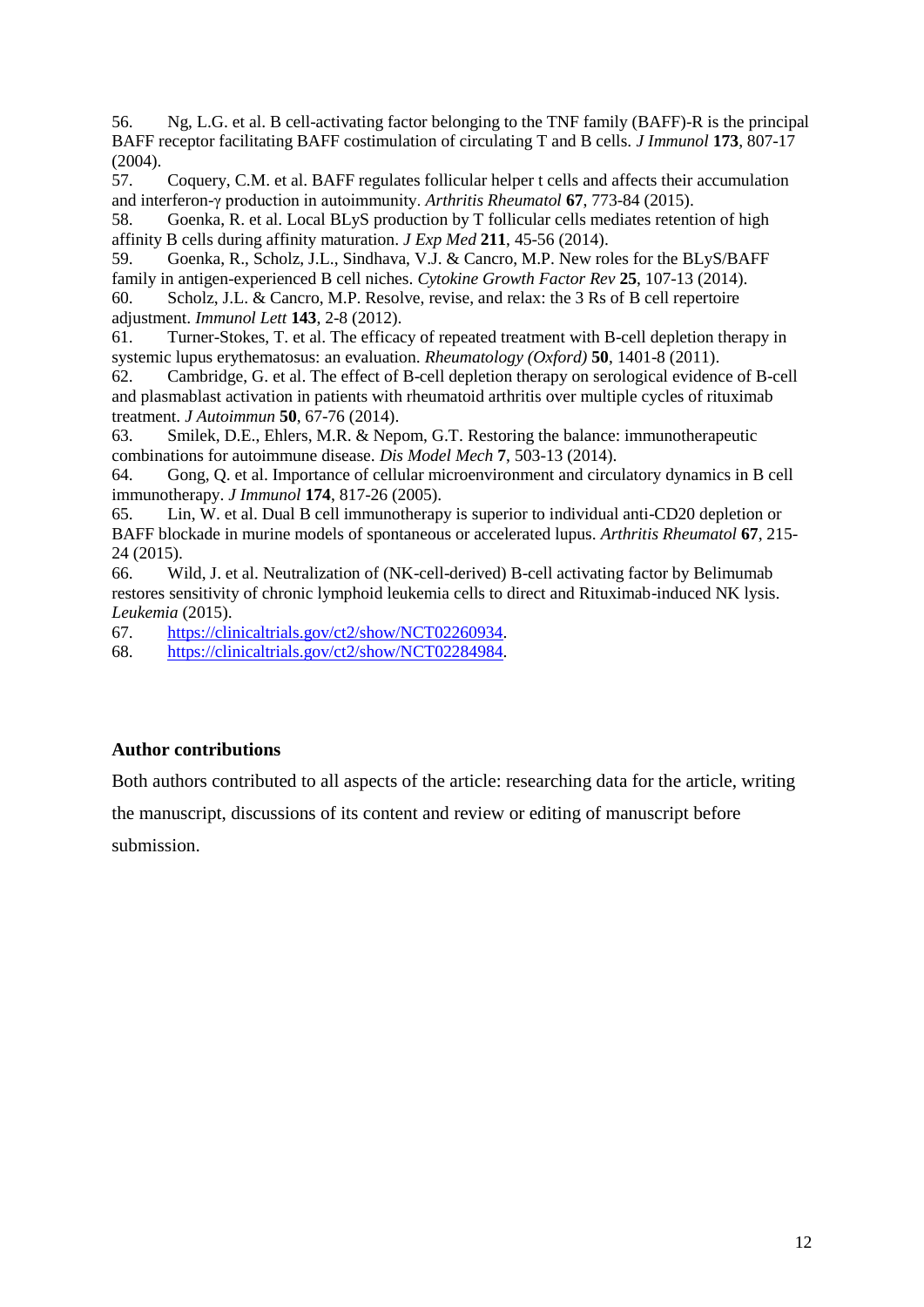56. Ng, L.G. et al. B cell-activating factor belonging to the TNF family (BAFF)-R is the principal BAFF receptor facilitating BAFF costimulation of circulating T and B cells. *J Immunol* **173**, 807-17 (2004).
57. Coquery, C.M. et al. BAFF regulates follicular helper t cells and affects their accumulation and interferon-γ production in autoimmunity. *Arthritis Rheumatol* **67**, 773-84 (2015).
58. Goenka, R. et al. Local BLyS production by T follicular cells mediates retention of high affinity B cells during affinity maturation. *J Exp Med* **211**, 45-56 (2014).
59. Goenka, R., Scholz, J.L., Sindhava, V.J. & Cancro, M.P. New roles for the BLyS/BAFF family in antigen-experienced B cell niches. *Cytokine Growth Factor Rev* **25**, 107-13 (2014).
60. Scholz, J.L. & Cancro, M.P. Resolve, revise, and relax: the 3 Rs of B cell repertoire adjustment. *Immunol Lett* **143**, 2-8 (2012).
61. Turner-Stokes, T. et al. The efficacy of repeated treatment with B-cell depletion therapy in systemic lupus erythematosus: an evaluation. *Rheumatology (Oxford)* **50**, 1401-8 (2011).
62. Cambridge, G. et al. The effect of B-cell depletion therapy on serological evidence of B-cell and plasmablast activation in patients with rheumatoid arthritis over multiple cycles of rituximab treatment. *J Autoimmun* **50**, 67-76 (2014).
63. Smilek, D.E., Ehlers, M.R. & Nepom, G.T. Restoring the balance: immunotherapeutic combinations for autoimmune disease. *Dis Model Mech* **7**, 503-13 (2014).
64. Gong, Q. et al. Importance of cellular microenvironment and circulatory dynamics in B cell immunotherapy. *J Immunol* **174**, 817-26 (2005).
65. Lin, W. et al. Dual B cell immunotherapy is superior to individual anti-CD20 depletion or BAFF blockade in murine models of spontaneous or accelerated lupus. *Arthritis Rheumatol* **67**, 215-24 (2015).
66. Wild, J. et al. Neutralization of (NK-cell-derived) B-cell activating factor by Belimumab restores sensitivity of chronic lymphoid leukemia cells to direct and Rituximab-induced NK lysis. *Leukemia* (2015).
67. https://clinicaltrials.gov/ct2/show/NCT02260934.
68. https://clinicaltrials.gov/ct2/show/NCT02284984.

## Author contributions

Both authors contributed to all aspects of the article: researching data for the article, writing the manuscript, discussions of its content and review or editing of manuscript before submission.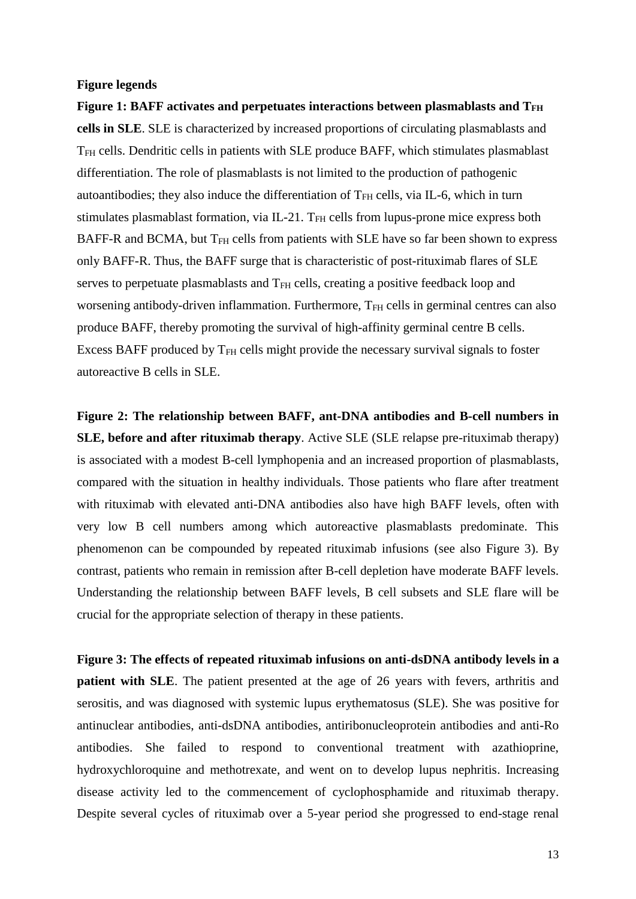**Figure legends**

**Figure 1: BAFF activates and perpetuates interactions between plasmablasts and $T_{FH}$ cells in SLE**. SLE is characterized by increased proportions of circulating plasmablasts and $T_{FH}$ cells. Dendritic cells in patients with SLE produce BAFF, which stimulates plasmablast differentiation. The role of plasmablasts is not limited to the production of pathogenic autoantibodies; they also induce the differentiation of $T_{FH}$ cells, via IL-6, which in turn stimulates plasmablast formation, via IL-21. $T_{FH}$ cells from lupus-prone mice express both BAFF-R and BCMA, but $T_{FH}$ cells from patients with SLE have so far been shown to express only BAFF-R. Thus, the BAFF surge that is characteristic of post-rituximab flares of SLE serves to perpetuate plasmablasts and $T_{FH}$ cells, creating a positive feedback loop and worsening antibody-driven inflammation. Furthermore, $T_{FH}$ cells in germinal centres can also produce BAFF, thereby promoting the survival of high-affinity germinal centre B cells. Excess BAFF produced by $T_{FH}$ cells might provide the necessary survival signals to foster autoreactive B cells in SLE.

**Figure 2: The relationship between BAFF, ant-DNA antibodies and B-cell numbers in SLE, before and after rituximab therapy**. Active SLE (SLE relapse pre-rituximab therapy) is associated with a modest B-cell lymphopenia and an increased proportion of plasmablasts, compared with the situation in healthy individuals. Those patients who flare after treatment with rituximab with elevated anti-DNA antibodies also have high BAFF levels, often with very low B cell numbers among which autoreactive plasmablasts predominate. This phenomenon can be compounded by repeated rituximab infusions (see also Figure 3). By contrast, patients who remain in remission after B-cell depletion have moderate BAFF levels. Understanding the relationship between BAFF levels, B cell subsets and SLE flare will be crucial for the appropriate selection of therapy in these patients.

**Figure 3: The effects of repeated rituximab infusions on anti-dsDNA antibody levels in a patient with SLE**. The patient presented at the age of 26 years with fevers, arthritis and serositis, and was diagnosed with systemic lupus erythematosus (SLE). She was positive for antinuclear antibodies, anti-dsDNA antibodies, antiribonucleoprotein antibodies and anti-Ro antibodies. She failed to respond to conventional treatment with azathioprine, hydroxychloroquine and methotrexate, and went on to develop lupus nephritis. Increasing disease activity led to the commencement of cyclophosphamide and rituximab therapy. Despite several cycles of rituximab over a 5-year period she progressed to end-stage renal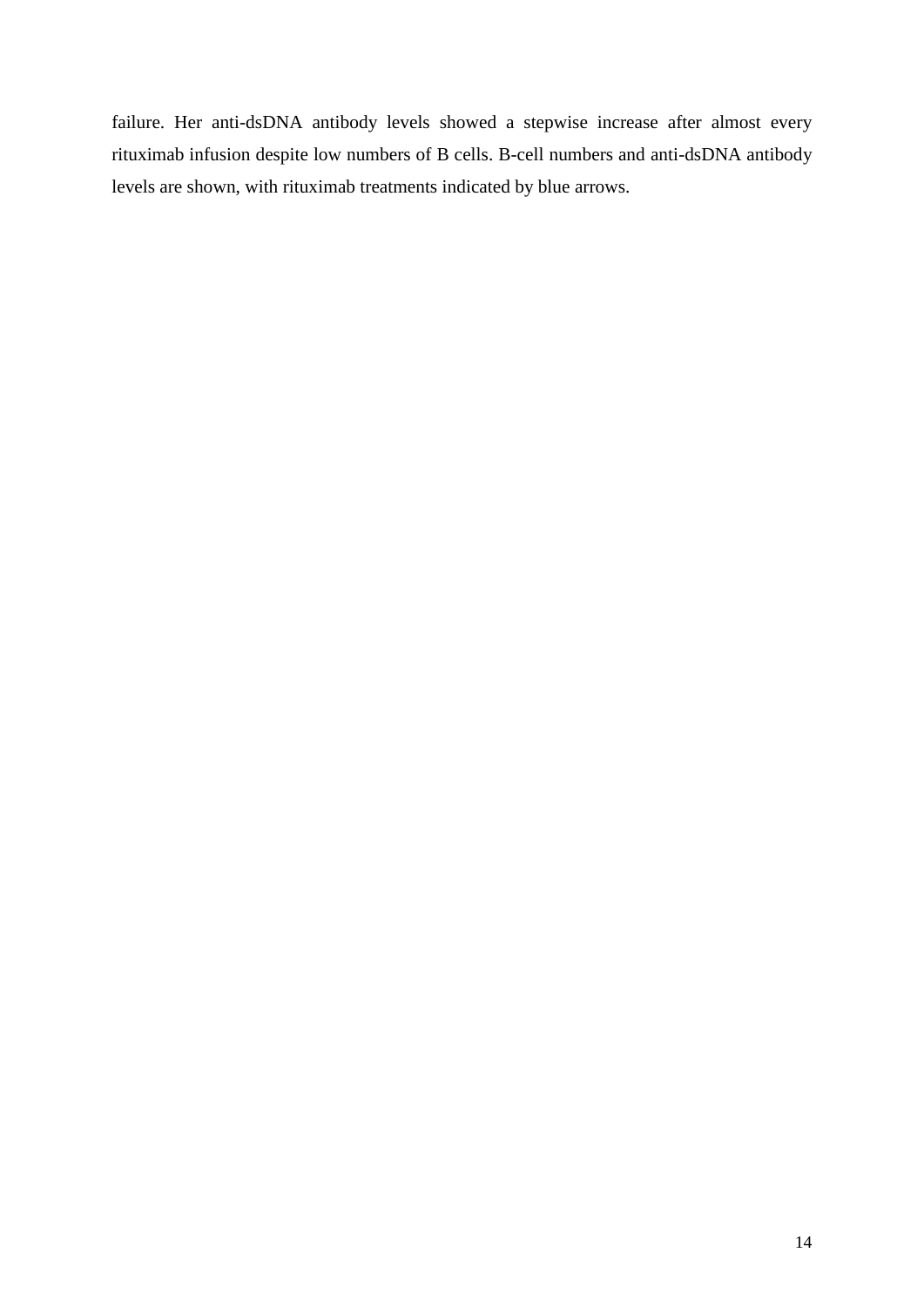failure. Her anti-dsDNA antibody levels showed a stepwise increase after almost every rituximab infusion despite low numbers of B cells. B-cell numbers and anti-dsDNA antibody levels are shown, with rituximab treatments indicated by blue arrows.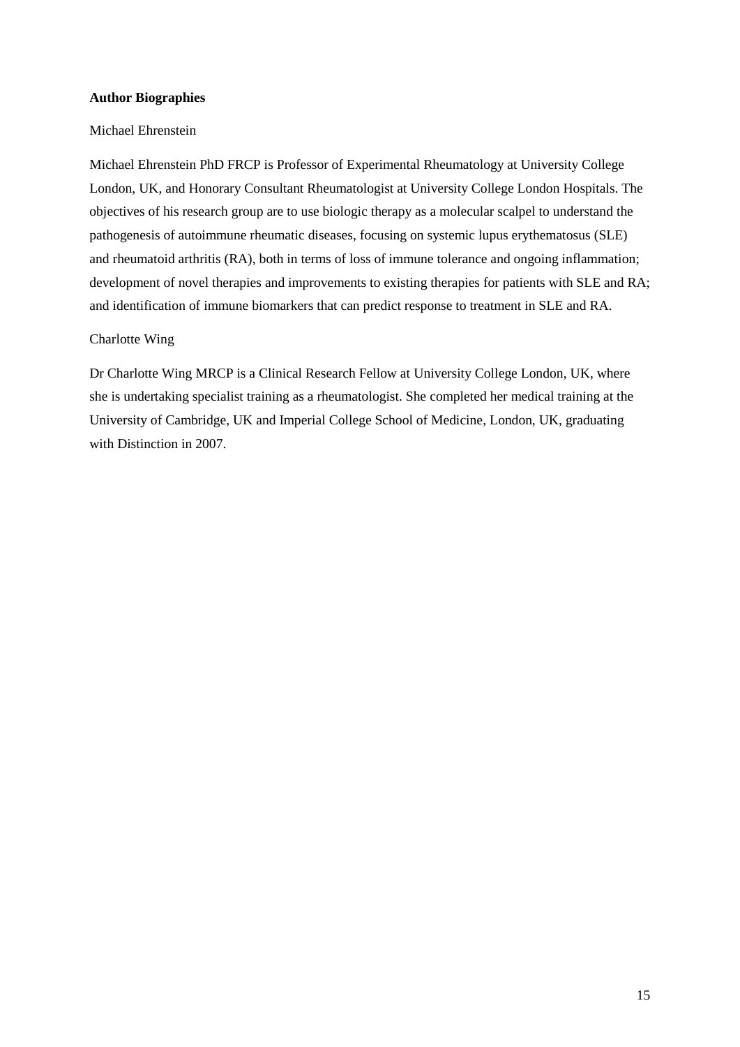**Author Biographies**

Michael Ehrenstein

Michael Ehrenstein PhD FRCP is Professor of Experimental Rheumatology at University College London, UK, and Honorary Consultant Rheumatologist at University College London Hospitals. The objectives of his research group are to use biologic therapy as a molecular scalpel to understand the pathogenesis of autoimmune rheumatic diseases, focusing on systemic lupus erythematosus (SLE) and rheumatoid arthritis (RA), both in terms of loss of immune tolerance and ongoing inflammation; development of novel therapies and improvements to existing therapies for patients with SLE and RA; and identification of immune biomarkers that can predict response to treatment in SLE and RA.

Charlotte Wing

Dr Charlotte Wing MRCP is a Clinical Research Fellow at University College London, UK, where she is undertaking specialist training as a rheumatologist. She completed her medical training at the University of Cambridge, UK and Imperial College School of Medicine, London, UK, graduating with Distinction in 2007.